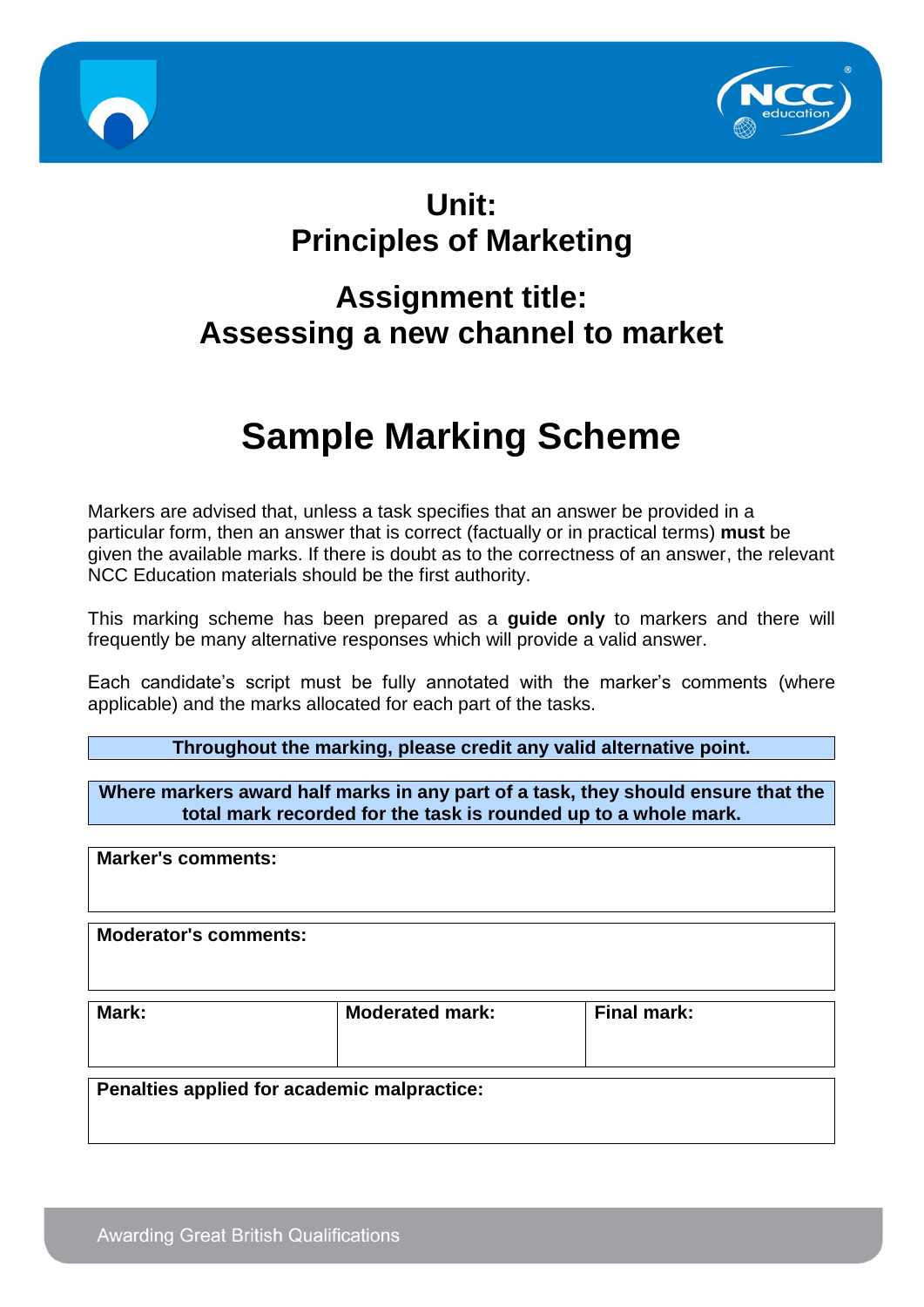# Unit:
# Principles of Marketing

## Assignment title:
## Assessing a new channel to market

# Sample Marking Scheme

Markers are advised that, unless a task specifies that an answer be provided in a particular form, then an answer that is correct (factually or in practical terms) **must** be given the available marks. If there is doubt as to the correctness of an answer, the relevant NCC Education materials should be the first authority.

This marking scheme has been prepared as a **guide only** to markers and there will frequently be many alternative responses which will provide a valid answer.

Each candidate's script must be fully annotated with the marker's comments (where applicable) and the marks allocated for each part of the tasks.

**Throughout the marking, please credit any valid alternative point.**

**Where markers award half marks in any part of a task, they should ensure that the total mark recorded for the task is rounded up to a whole mark.**

| **Marker's comments:** |
|---|
| |

| **Moderator's comments:** |
|---|
| |

| **Mark:** | **Moderated mark:** | **Final mark:** |
|---|---|---|
| | | |

| **Penalties applied for academic malpractice:** |
|---|
| |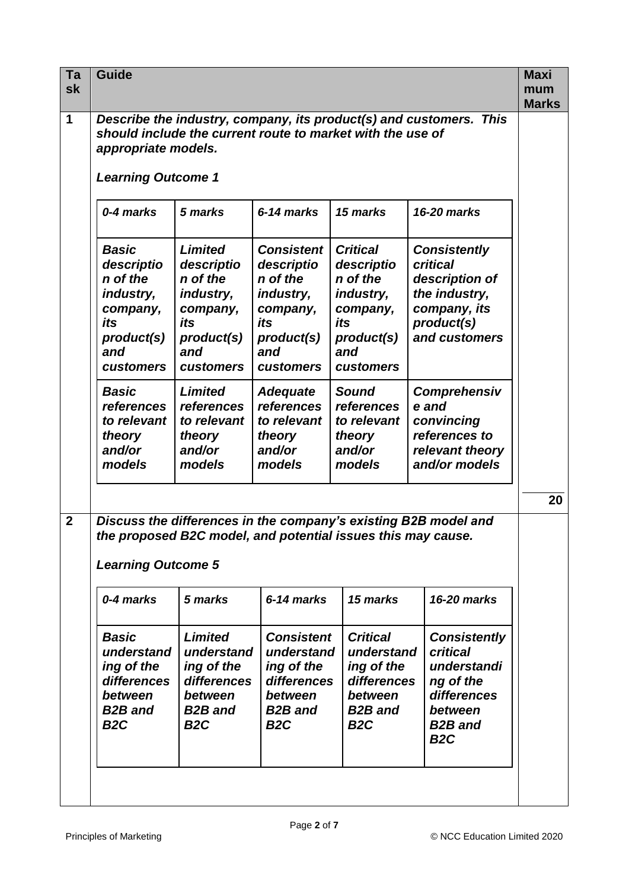| Task | Guide | Maximum Marks |
|---|---|---|
| 1 | ***Describe the industry, company, its product(s) and customers. This should include the current route to market with the use of appropriate models.*** <br><br> ***Learning Outcome 1*** | 20 |
| 2 | ***Discuss the differences in the company's existing B2B model and the proposed B2C model, and potential issues this may cause.*** <br><br> ***Learning Outcome 5*** | |

**Task 1 marking criteria**

| *0-4 marks* | *5 marks* | *6-14 marks* | *15 marks* | *16-20 marks* |
|---|---|---|---|---|
| ***Basic description of the industry, company, its product(s) and customers*** | ***Limited description of the industry, company, its product(s) and customers*** | ***Consistent description of the industry, company, its product(s) and customers*** | ***Critical description of the industry, company, its product(s) and customers*** | ***Consistently critical description of the industry, company, its product(s) and customers*** |
| ***Basic references to relevant theory and/or models*** | ***Limited references to relevant theory and/or models*** | ***Adequate references to relevant theory and/or models*** | ***Sound references to relevant theory and/or models*** | ***Comprehensive and convincing references to relevant theory and/or models*** |

**Task 2 marking criteria**

| *0-4 marks* | *5 marks* | *6-14 marks* | *15 marks* | *16-20 marks* |
|---|---|---|---|---|
| ***Basic understanding of the differences between B2B and B2C*** | ***Limited understanding of the differences between B2B and B2C*** | ***Consistent understanding of the differences between B2B and B2C*** | ***Critical understanding of the differences between B2B and B2C*** | ***Consistently critical understanding of the differences between B2B and B2C*** |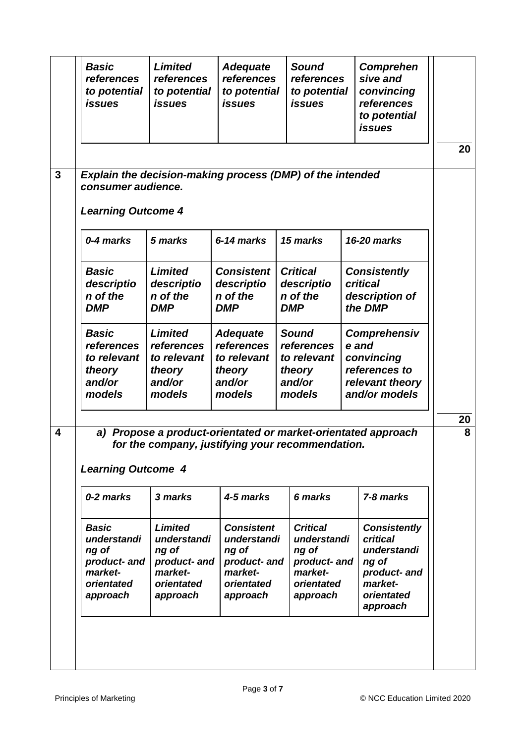| *Basic references to potential issues* | *Limited references to potential issues* | *Adequate references to potential issues* | *Sound references to potential issues* | *Comprehensive and convincing references to potential issues* |
|---|---|---|---|---|

**20**

**3** ***Explain the decision-making process (DMP) of the intended consumer audience.***

***Learning Outcome 4***

| *0-4 marks* | *5 marks* | *6-14 marks* | *15 marks* | *16-20 marks* |
|---|---|---|---|---|
| *Basic description of the DMP* | *Limited description of the DMP* | *Consistent description of the DMP* | *Critical description of the DMP* | *Consistently critical description of the DMP* |
| *Basic references to relevant theory and/or models* | *Limited references to relevant theory and/or models* | *Adequate references to relevant theory and/or models* | *Sound references to relevant theory and/or models* | *Comprehensive and convincing references to relevant theory and/or models* |

**20**

**4** ***a) Propose a product-orientated or market-orientated approach for the company, justifying your recommendation.*** **8**

***Learning Outcome 4***

| *0-2 marks* | *3 marks* | *4-5 marks* | *6 marks* | *7-8 marks* |
|---|---|---|---|---|
| *Basic understanding of product- and market-orientated approach* | *Limited understanding of product- and market-orientated approach* | *Consistent understanding of product- and market-orientated approach* | *Critical understanding of product- and market-orientated approach* | *Consistently critical understanding of product- and market-orientated approach* |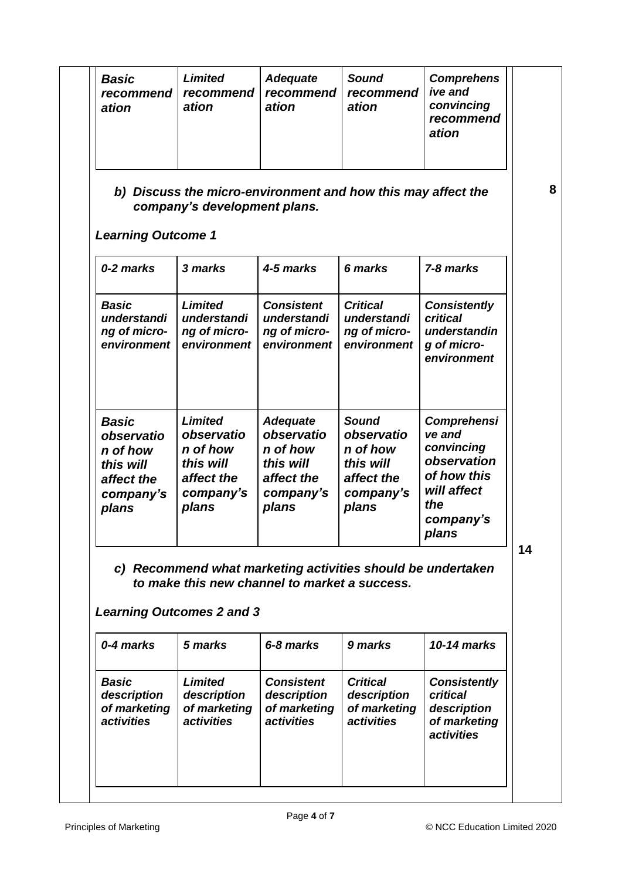| *Basic recommendation* | *Limited recommendation* | *Adequate recommendation* | *Sound recommendation* | *Comprehensive and convincing recommendation* |
|---|---|---|---|---|

***b) Discuss the micro-environment and how this may affect the company's development plans.*** **8**

***Learning Outcome 1***

| *0-2 marks* | *3 marks* | *4-5 marks* | *6 marks* | *7-8 marks* |
|---|---|---|---|---|
| *Basic understanding of micro-environment* | *Limited understanding of micro-environment* | *Consistent understanding of micro-environment* | *Critical understanding of micro-environment* | *Consistently critical understanding of micro-environment* |
| *Basic observation of how this will affect the company's plans* | *Limited observation of how this will affect the company's plans* | *Adequate observation of how this will affect the company's plans* | *Sound observation of how this will affect the company's plans* | *Comprehensive and convincing observation of how this will affect the company's plans* |

***c) Recommend what marketing activities should be undertaken to make this new channel to market a success.*** **14**

***Learning Outcomes 2 and 3***

| *0-4 marks* | *5 marks* | *6-8 marks* | *9 marks* | *10-14 marks* |
|---|---|---|---|---|
| *Basic description of marketing activities* | *Limited description of marketing activities* | *Consistent description of marketing activities* | *Critical description of marketing activities* | *Consistently critical description of marketing activities* |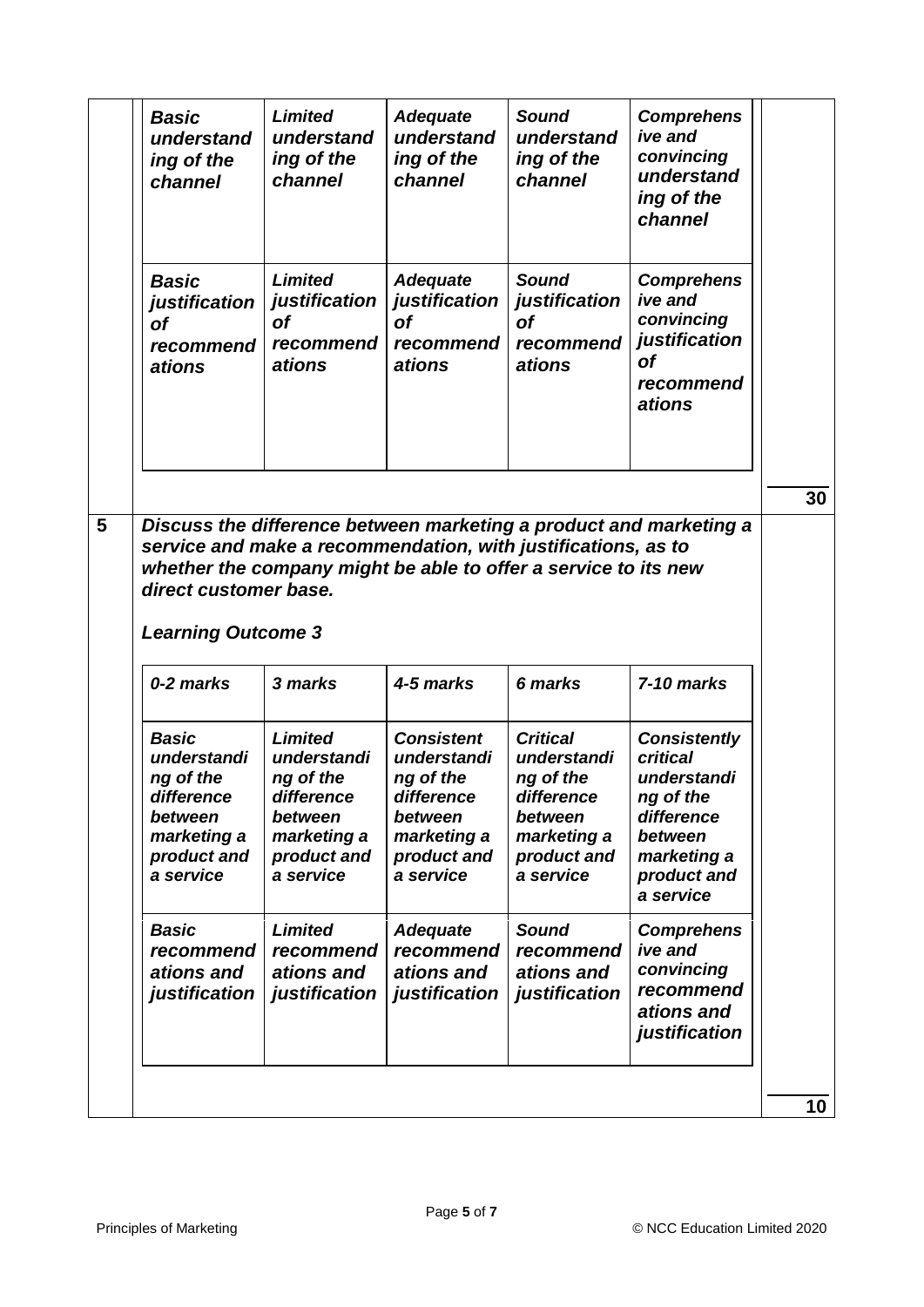| | | | | |
|---|---|---|---|---|
| ***Basic understanding of the channel*** | ***Limited understanding of the channel*** | ***Adequate understanding of the channel*** | ***Sound understanding of the channel*** | ***Comprehensive and convincing understanding of the channel*** |
| ***Basic justification of recommendations*** | ***Limited justification of recommendations*** | ***Adequate justification of recommendations*** | ***Sound justification of recommendations*** | ***Comprehensive and convincing justification of recommendations*** |

**30**

**5** ***Discuss the difference between marketing a product and marketing a service and make a recommendation, with justifications, as to whether the company might be able to offer a service to its new direct customer base.***

***Learning Outcome 3***

| ***0-2 marks*** | ***3 marks*** | ***4-5 marks*** | ***6 marks*** | ***7-10 marks*** |
|---|---|---|---|---|
| ***Basic understanding of the difference between marketing a product and a service*** | ***Limited understanding of the difference between marketing a product and a service*** | ***Consistent understanding of the difference between marketing a product and a service*** | ***Critical understanding of the difference between marketing a product and a service*** | ***Consistently critical understanding of the difference between marketing a product and a service*** |
| ***Basic recommendations and justification*** | ***Limited recommendations and justification*** | ***Adequate recommendations and justification*** | ***Sound recommendations and justification*** | ***Comprehensive and convincing recommendations and justification*** |

**10**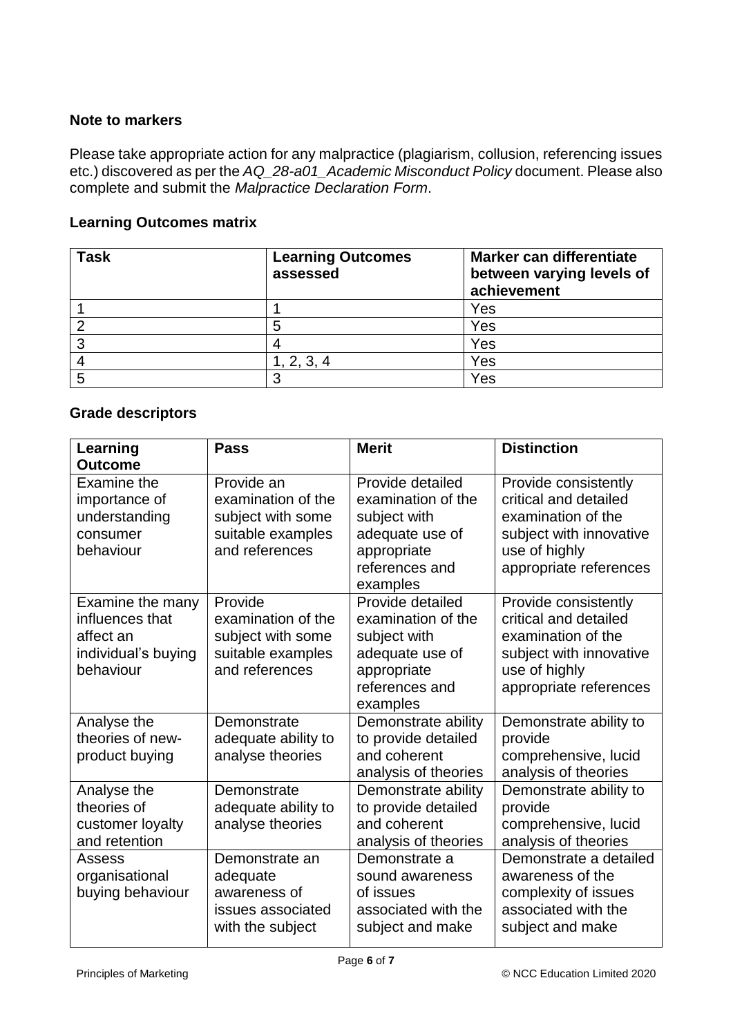### Note to markers

Please take appropriate action for any malpractice (plagiarism, collusion, referencing issues etc.) discovered as per the *AQ_28-a01_Academic Misconduct Policy* document. Please also complete and submit the *Malpractice Declaration Form*.

### Learning Outcomes matrix

| Task | Learning Outcomes assessed | Marker can differentiate between varying levels of achievement |
|---|---|---|
| 1 | 1 | Yes |
| 2 | 5 | Yes |
| 3 | 4 | Yes |
| 4 | 1, 2, 3, 4 | Yes |
| 5 | 3 | Yes |

### Grade descriptors

| Learning Outcome | Pass | Merit | Distinction |
|---|---|---|---|
| Examine the importance of understanding consumer behaviour | Provide an examination of the subject with some suitable examples and references | Provide detailed examination of the subject with adequate use of appropriate references and examples | Provide consistently critical and detailed examination of the subject with innovative use of highly appropriate references |
| Examine the many influences that affect an individual's buying behaviour | Provide examination of the subject with some suitable examples and references | Provide detailed examination of the subject with adequate use of appropriate references and examples | Provide consistently critical and detailed examination of the subject with innovative use of highly appropriate references |
| Analyse the theories of new-product buying | Demonstrate adequate ability to analyse theories | Demonstrate ability to provide detailed and coherent analysis of theories | Demonstrate ability to provide comprehensive, lucid analysis of theories |
| Analyse the theories of customer loyalty and retention | Demonstrate adequate ability to analyse theories | Demonstrate ability to provide detailed and coherent analysis of theories | Demonstrate ability to provide comprehensive, lucid analysis of theories |
| Assess organisational buying behaviour | Demonstrate an adequate awareness of issues associated with the subject | Demonstrate a sound awareness of issues associated with the subject and make | Demonstrate a detailed awareness of the complexity of issues associated with the subject and make |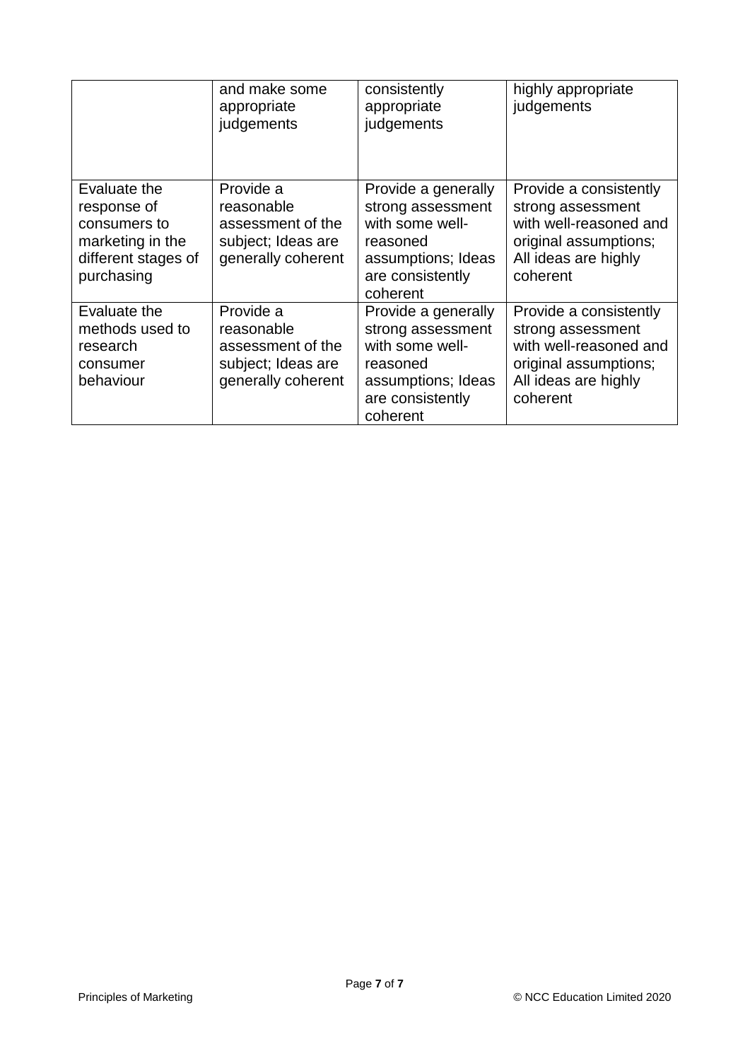| | | | |
|---|---|---|---|
| | and make some appropriate judgements | consistently appropriate judgements | highly appropriate judgements |
| Evaluate the response of consumers to marketing in the different stages of purchasing | Provide a reasonable assessment of the subject; Ideas are generally coherent | Provide a generally strong assessment with some well-reasoned assumptions; Ideas are consistently coherent | Provide a consistently strong assessment with well-reasoned and original assumptions; All ideas are highly coherent |
| Evaluate the methods used to research consumer behaviour | Provide a reasonable assessment of the subject; Ideas are generally coherent | Provide a generally strong assessment with some well-reasoned assumptions; Ideas are consistently coherent | Provide a consistently strong assessment with well-reasoned and original assumptions; All ideas are highly coherent |